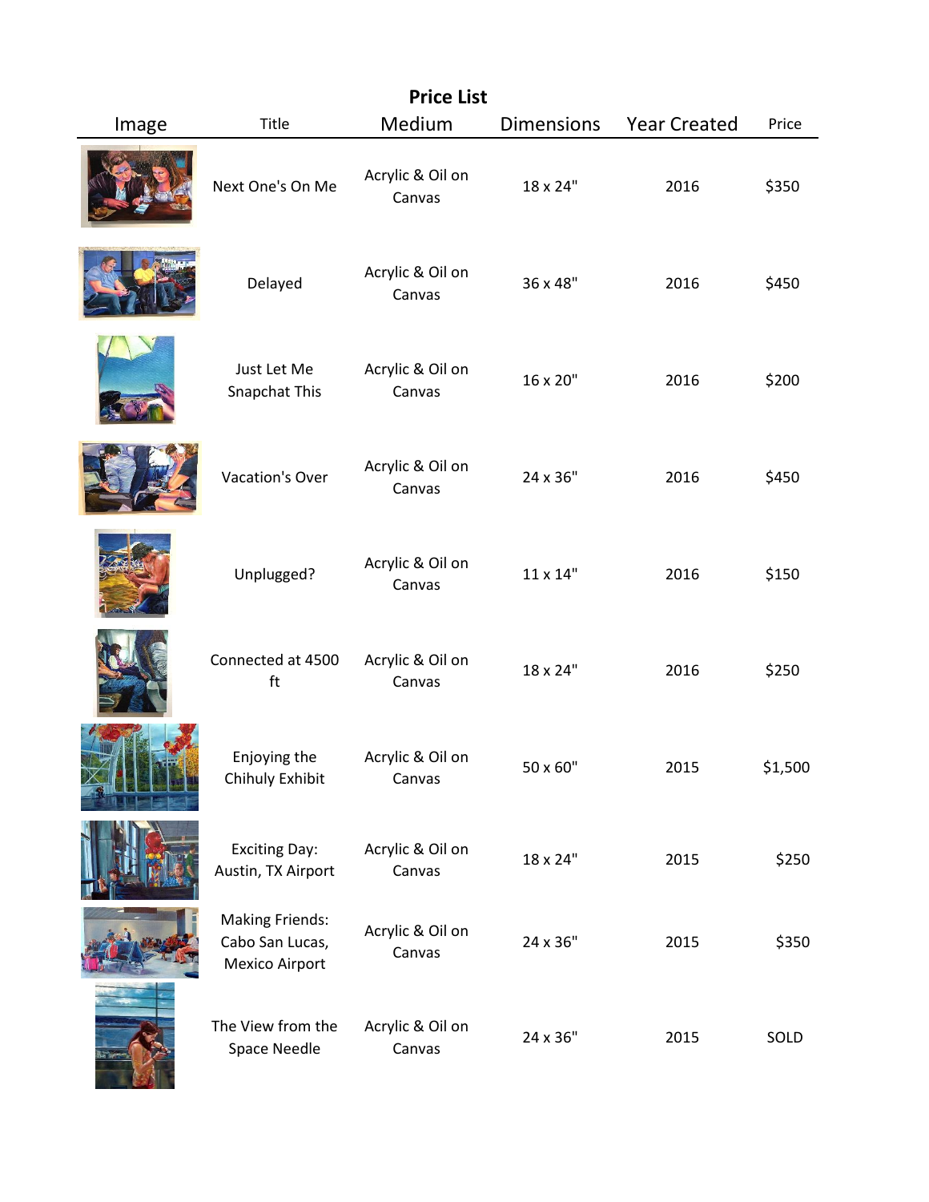**Price List**

| Image | Title | Medium | Dimensions | Year Created | Price |
|---|---|---|---|---|---|
| | Next One's On Me | Acrylic & Oil on Canvas | 18 x 24" | 2016 | $350 |
| | Delayed | Acrylic & Oil on Canvas | 36 x 48" | 2016 | $450 |
| | Just Let Me Snapchat This | Acrylic & Oil on Canvas | 16 x 20" | 2016 | $200 |
| | Vacation's Over | Acrylic & Oil on Canvas | 24 x 36" | 2016 | $450 |
| | Unplugged? | Acrylic & Oil on Canvas | 11 x 14" | 2016 | $150 |
| | Connected at 4500 ft | Acrylic & Oil on Canvas | 18 x 24" | 2016 | $250 |
| | Enjoying the Chihuly Exhibit | Acrylic & Oil on Canvas | 50 x 60" | 2015 | $1,500 |
| | Exciting Day: Austin, TX Airport | Acrylic & Oil on Canvas | 18 x 24" | 2015 | $250 |
| | Making Friends: Cabo San Lucas, Mexico Airport | Acrylic & Oil on Canvas | 24 x 36" | 2015 | $350 |
| | The View from the Space Needle | Acrylic & Oil on Canvas | 24 x 36" | 2015 | SOLD |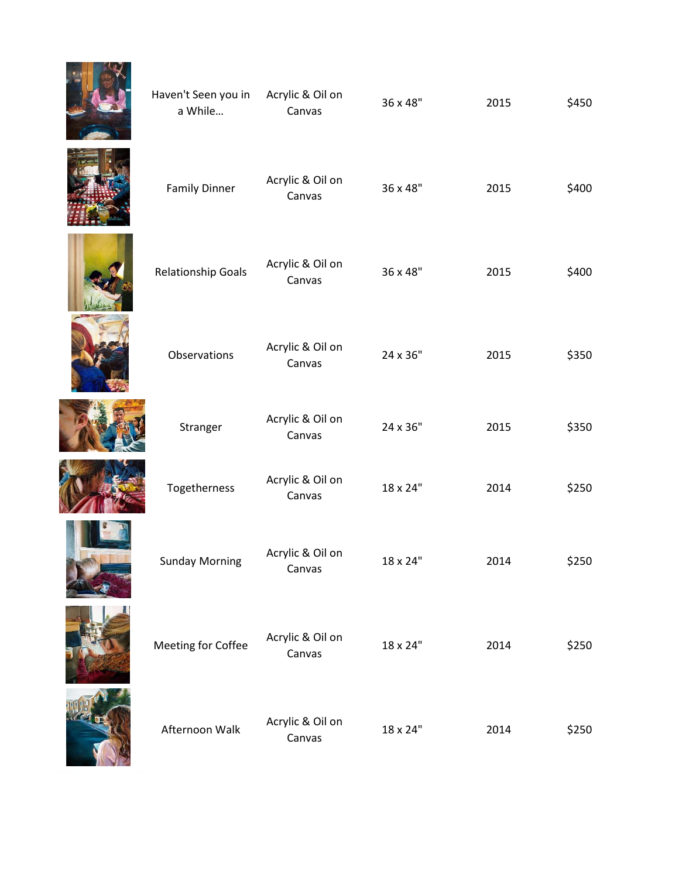| | Title | Medium | Size | Year | Price |
|---|---|---|---|---|---|
| | Haven't Seen you in a While… | Acrylic & Oil on Canvas | 36 x 48" | 2015 | $450 |
| | Family Dinner | Acrylic & Oil on Canvas | 36 x 48" | 2015 | $400 |
| | Relationship Goals | Acrylic & Oil on Canvas | 36 x 48" | 2015 | $400 |
| | Observations | Acrylic & Oil on Canvas | 24 x 36" | 2015 | $350 |
| | Stranger | Acrylic & Oil on Canvas | 24 x 36" | 2015 | $350 |
| | Togetherness | Acrylic & Oil on Canvas | 18 x 24" | 2014 | $250 |
| | Sunday Morning | Acrylic & Oil on Canvas | 18 x 24" | 2014 | $250 |
| | Meeting for Coffee | Acrylic & Oil on Canvas | 18 x 24" | 2014 | $250 |
| | Afternoon Walk | Acrylic & Oil on Canvas | 18 x 24" | 2014 | $250 |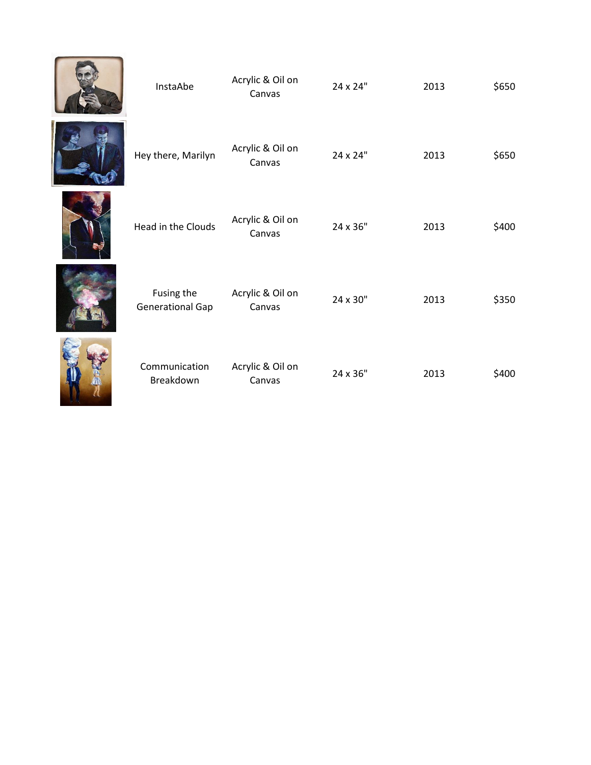| | | | | | |
|---|---|---|---|---|---|
| | InstaAbe | Acrylic & Oil on Canvas | 24 x 24" | 2013 | $650 |
| | Hey there, Marilyn | Acrylic & Oil on Canvas | 24 x 24" | 2013 | $650 |
| | Head in the Clouds | Acrylic & Oil on Canvas | 24 x 36" | 2013 | $400 |
| | Fusing the Generational Gap | Acrylic & Oil on Canvas | 24 x 30" | 2013 | $350 |
| | Communication Breakdown | Acrylic & Oil on Canvas | 24 x 36" | 2013 | $400 |